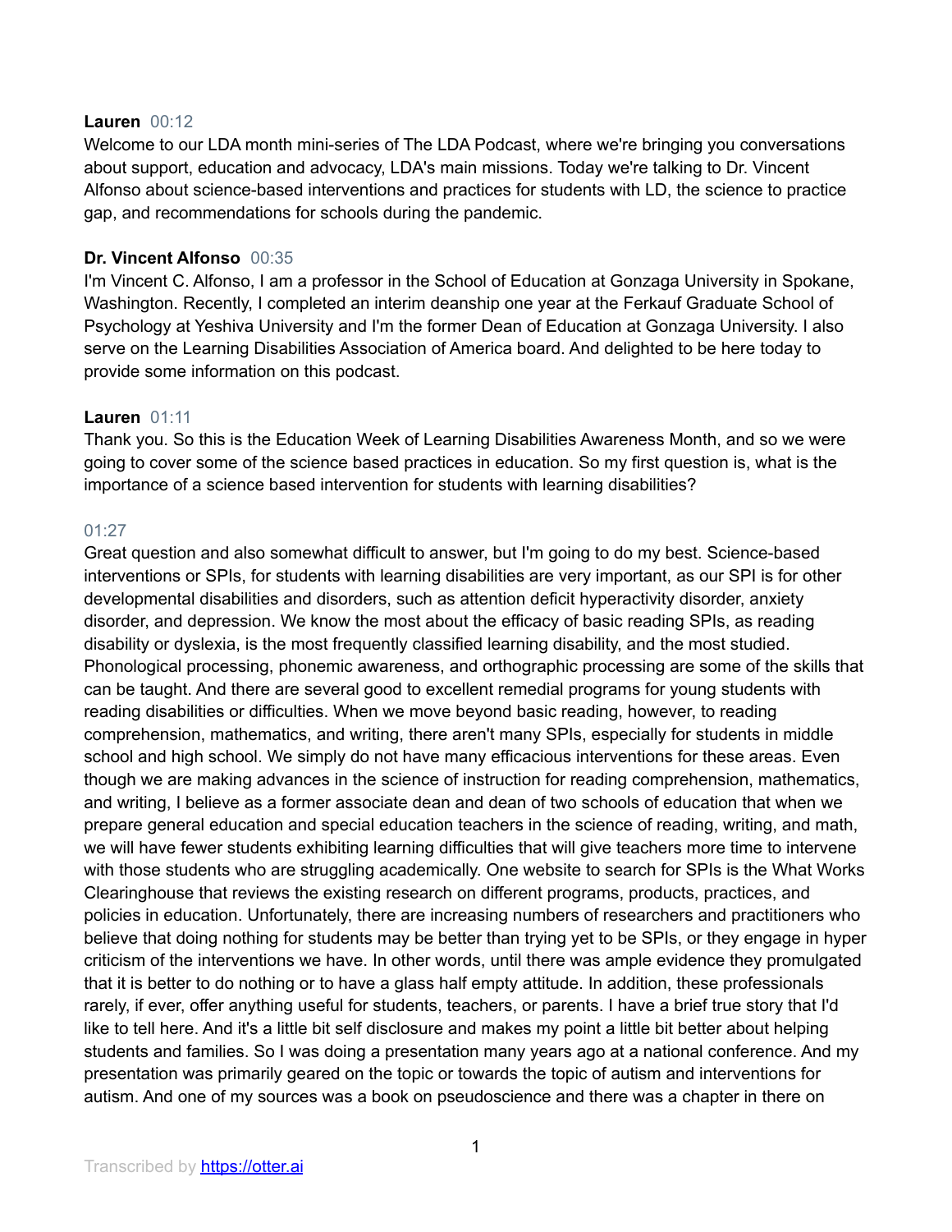**Lauren** 00:12

Welcome to our LDA month mini-series of The LDA Podcast, where we're bringing you conversations about support, education and advocacy, LDA's main missions. Today we're talking to Dr. Vincent Alfonso about science-based interventions and practices for students with LD, the science to practice gap, and recommendations for schools during the pandemic.

**Dr. Vincent Alfonso** 00:35

I'm Vincent C. Alfonso, I am a professor in the School of Education at Gonzaga University in Spokane, Washington. Recently, I completed an interim deanship one year at the Ferkauf Graduate School of Psychology at Yeshiva University and I'm the former Dean of Education at Gonzaga University. I also serve on the Learning Disabilities Association of America board. And delighted to be here today to provide some information on this podcast.

**Lauren** 01:11

Thank you. So this is the Education Week of Learning Disabilities Awareness Month, and so we were going to cover some of the science based practices in education. So my first question is, what is the importance of a science based intervention for students with learning disabilities?

01:27

Great question and also somewhat difficult to answer, but I'm going to do my best. Science-based interventions or SPIs, for students with learning disabilities are very important, as our SPI is for other developmental disabilities and disorders, such as attention deficit hyperactivity disorder, anxiety disorder, and depression. We know the most about the efficacy of basic reading SPIs, as reading disability or dyslexia, is the most frequently classified learning disability, and the most studied. Phonological processing, phonemic awareness, and orthographic processing are some of the skills that can be taught. And there are several good to excellent remedial programs for young students with reading disabilities or difficulties. When we move beyond basic reading, however, to reading comprehension, mathematics, and writing, there aren't many SPIs, especially for students in middle school and high school. We simply do not have many efficacious interventions for these areas. Even though we are making advances in the science of instruction for reading comprehension, mathematics, and writing, I believe as a former associate dean and dean of two schools of education that when we prepare general education and special education teachers in the science of reading, writing, and math, we will have fewer students exhibiting learning difficulties that will give teachers more time to intervene with those students who are struggling academically. One website to search for SPIs is the What Works Clearinghouse that reviews the existing research on different programs, products, practices, and policies in education. Unfortunately, there are increasing numbers of researchers and practitioners who believe that doing nothing for students may be better than trying yet to be SPIs, or they engage in hyper criticism of the interventions we have. In other words, until there was ample evidence they promulgated that it is better to do nothing or to have a glass half empty attitude. In addition, these professionals rarely, if ever, offer anything useful for students, teachers, or parents. I have a brief true story that I'd like to tell here. And it's a little bit self disclosure and makes my point a little bit better about helping students and families. So I was doing a presentation many years ago at a national conference. And my presentation was primarily geared on the topic or towards the topic of autism and interventions for autism. And one of my sources was a book on pseudoscience and there was a chapter in there on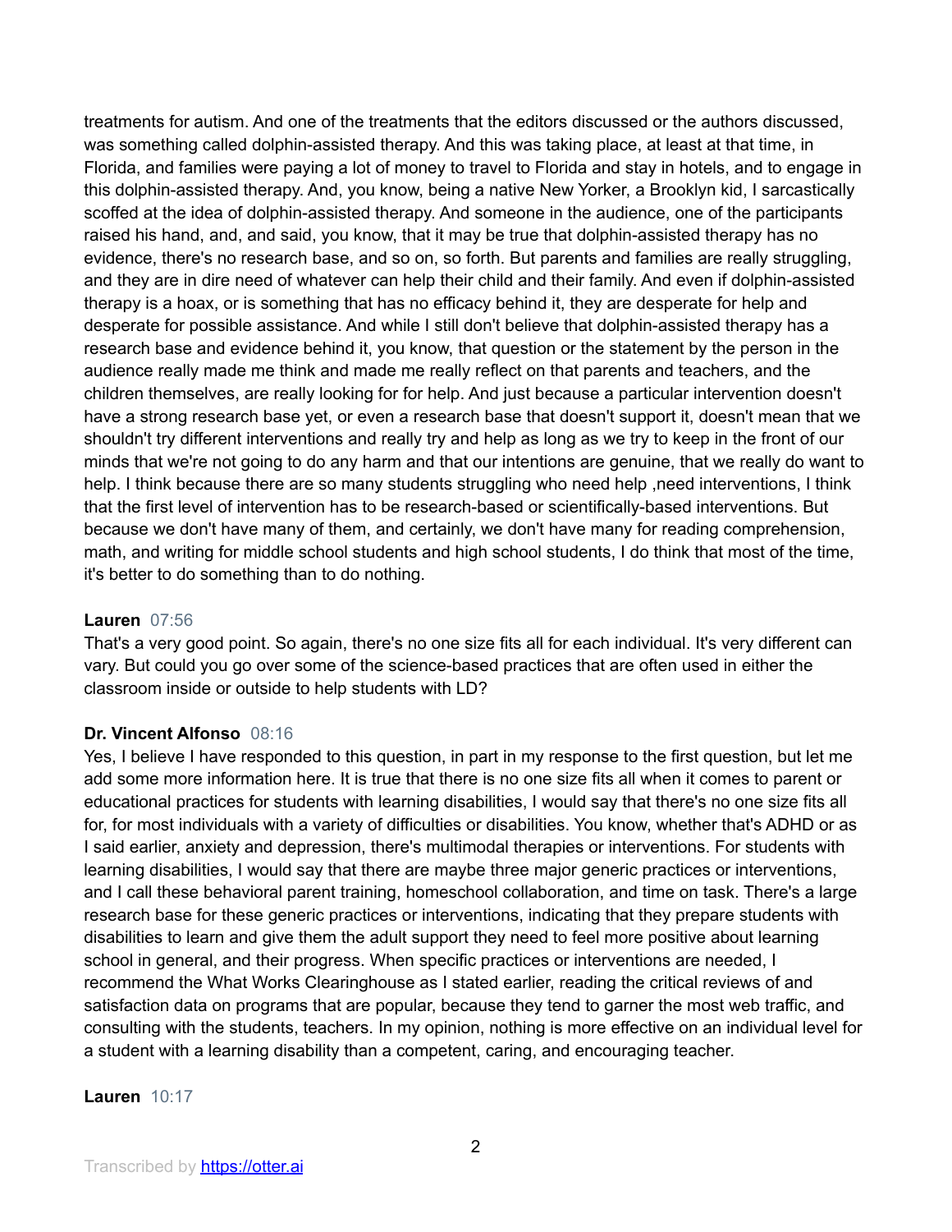treatments for autism. And one of the treatments that the editors discussed or the authors discussed, was something called dolphin-assisted therapy. And this was taking place, at least at that time, in Florida, and families were paying a lot of money to travel to Florida and stay in hotels, and to engage in this dolphin-assisted therapy. And, you know, being a native New Yorker, a Brooklyn kid, I sarcastically scoffed at the idea of dolphin-assisted therapy. And someone in the audience, one of the participants raised his hand, and, and said, you know, that it may be true that dolphin-assisted therapy has no evidence, there's no research base, and so on, so forth. But parents and families are really struggling, and they are in dire need of whatever can help their child and their family. And even if dolphin-assisted therapy is a hoax, or is something that has no efficacy behind it, they are desperate for help and desperate for possible assistance. And while I still don't believe that dolphin-assisted therapy has a research base and evidence behind it, you know, that question or the statement by the person in the audience really made me think and made me really reflect on that parents and teachers, and the children themselves, are really looking for for help. And just because a particular intervention doesn't have a strong research base yet, or even a research base that doesn't support it, doesn't mean that we shouldn't try different interventions and really try and help as long as we try to keep in the front of our minds that we're not going to do any harm and that our intentions are genuine, that we really do want to help. I think because there are so many students struggling who need help ,need interventions, I think that the first level of intervention has to be research-based or scientifically-based interventions. But because we don't have many of them, and certainly, we don't have many for reading comprehension, math, and writing for middle school students and high school students, I do think that most of the time, it's better to do something than to do nothing.

**Lauren** 07:56
That's a very good point. So again, there's no one size fits all for each individual. It's very different can vary. But could you go over some of the science-based practices that are often used in either the classroom inside or outside to help students with LD?

**Dr. Vincent Alfonso** 08:16
Yes, I believe I have responded to this question, in part in my response to the first question, but let me add some more information here. It is true that there is no one size fits all when it comes to parent or educational practices for students with learning disabilities, I would say that there's no one size fits all for, for most individuals with a variety of difficulties or disabilities. You know, whether that's ADHD or as I said earlier, anxiety and depression, there's multimodal therapies or interventions. For students with learning disabilities, I would say that there are maybe three major generic practices or interventions, and I call these behavioral parent training, homeschool collaboration, and time on task. There's a large research base for these generic practices or interventions, indicating that they prepare students with disabilities to learn and give them the adult support they need to feel more positive about learning school in general, and their progress. When specific practices or interventions are needed, I recommend the What Works Clearinghouse as I stated earlier, reading the critical reviews of and satisfaction data on programs that are popular, because they tend to garner the most web traffic, and consulting with the students, teachers. In my opinion, nothing is more effective on an individual level for a student with a learning disability than a competent, caring, and encouraging teacher.

**Lauren** 10:17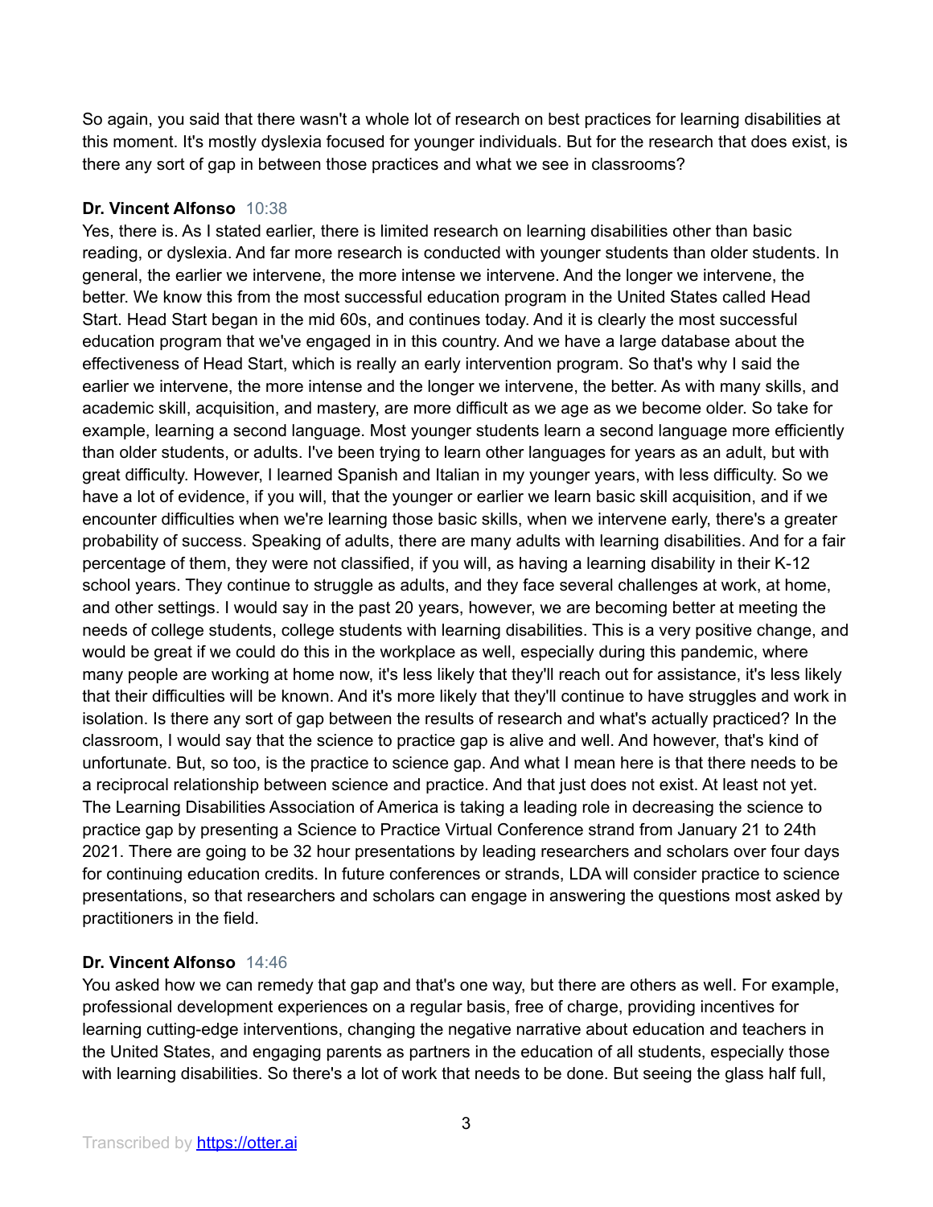So again, you said that there wasn't a whole lot of research on best practices for learning disabilities at this moment. It's mostly dyslexia focused for younger individuals. But for the research that does exist, is there any sort of gap in between those practices and what we see in classrooms?

**Dr. Vincent Alfonso** 10:38

Yes, there is. As I stated earlier, there is limited research on learning disabilities other than basic reading, or dyslexia. And far more research is conducted with younger students than older students. In general, the earlier we intervene, the more intense we intervene. And the longer we intervene, the better. We know this from the most successful education program in the United States called Head Start. Head Start began in the mid 60s, and continues today. And it is clearly the most successful education program that we've engaged in in this country. And we have a large database about the effectiveness of Head Start, which is really an early intervention program. So that's why I said the earlier we intervene, the more intense and the longer we intervene, the better. As with many skills, and academic skill, acquisition, and mastery, are more difficult as we age as we become older. So take for example, learning a second language. Most younger students learn a second language more efficiently than older students, or adults. I've been trying to learn other languages for years as an adult, but with great difficulty. However, I learned Spanish and Italian in my younger years, with less difficulty. So we have a lot of evidence, if you will, that the younger or earlier we learn basic skill acquisition, and if we encounter difficulties when we're learning those basic skills, when we intervene early, there's a greater probability of success. Speaking of adults, there are many adults with learning disabilities. And for a fair percentage of them, they were not classified, if you will, as having a learning disability in their K-12 school years. They continue to struggle as adults, and they face several challenges at work, at home, and other settings. I would say in the past 20 years, however, we are becoming better at meeting the needs of college students, college students with learning disabilities. This is a very positive change, and would be great if we could do this in the workplace as well, especially during this pandemic, where many people are working at home now, it's less likely that they'll reach out for assistance, it's less likely that their difficulties will be known. And it's more likely that they'll continue to have struggles and work in isolation. Is there any sort of gap between the results of research and what's actually practiced? In the classroom, I would say that the science to practice gap is alive and well. And however, that's kind of unfortunate. But, so too, is the practice to science gap. And what I mean here is that there needs to be a reciprocal relationship between science and practice. And that just does not exist. At least not yet. The Learning Disabilities Association of America is taking a leading role in decreasing the science to practice gap by presenting a Science to Practice Virtual Conference strand from January 21 to 24th 2021. There are going to be 32 hour presentations by leading researchers and scholars over four days for continuing education credits. In future conferences or strands, LDA will consider practice to science presentations, so that researchers and scholars can engage in answering the questions most asked by practitioners in the field.

**Dr. Vincent Alfonso** 14:46

You asked how we can remedy that gap and that's one way, but there are others as well. For example, professional development experiences on a regular basis, free of charge, providing incentives for learning cutting-edge interventions, changing the negative narrative about education and teachers in the United States, and engaging parents as partners in the education of all students, especially those with learning disabilities. So there's a lot of work that needs to be done. But seeing the glass half full,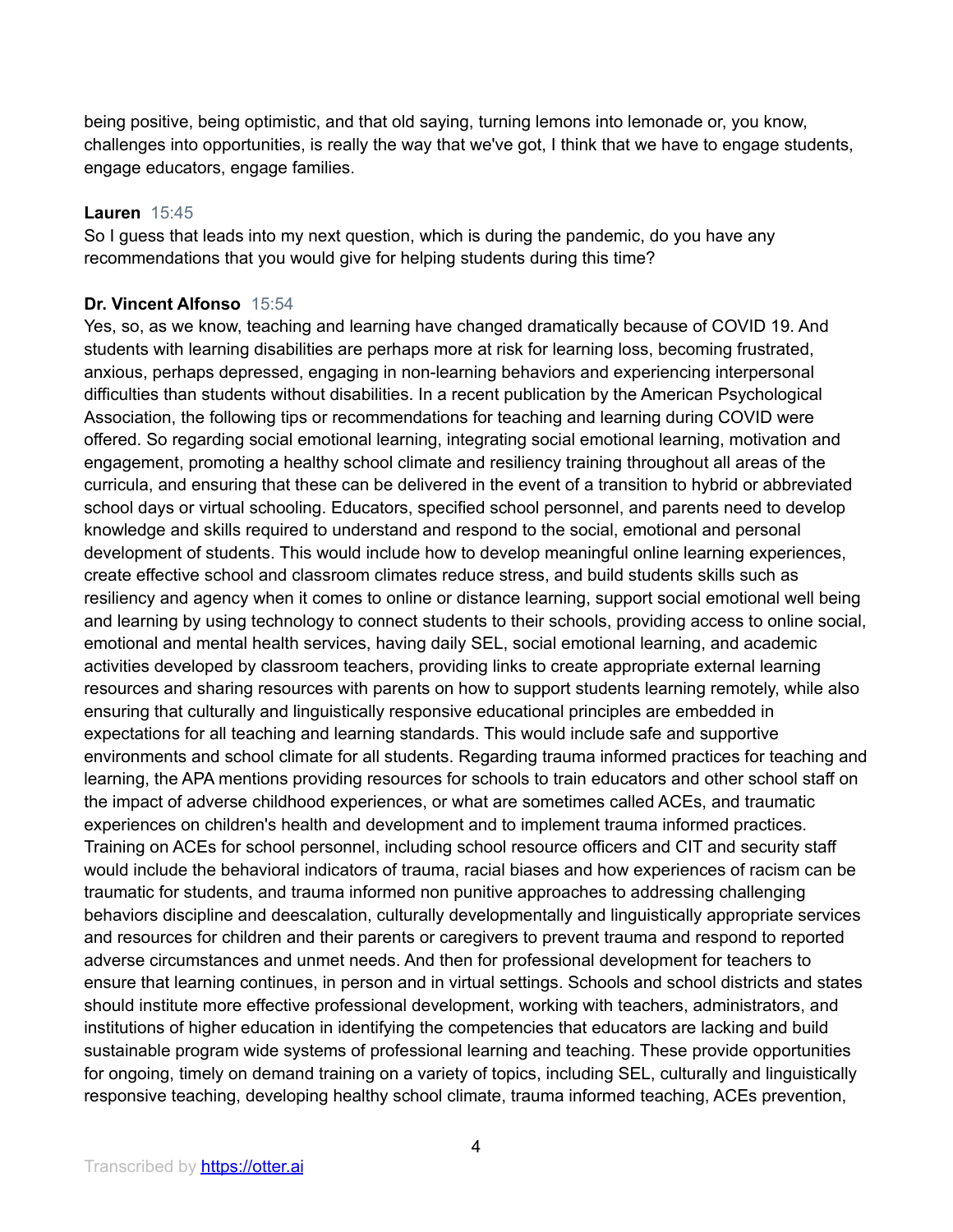being positive, being optimistic, and that old saying, turning lemons into lemonade or, you know, challenges into opportunities, is really the way that we've got, I think that we have to engage students, engage educators, engage families.

**Lauren** 15:45
So I guess that leads into my next question, which is during the pandemic, do you have any recommendations that you would give for helping students during this time?

**Dr. Vincent Alfonso** 15:54
Yes, so, as we know, teaching and learning have changed dramatically because of COVID 19. And students with learning disabilities are perhaps more at risk for learning loss, becoming frustrated, anxious, perhaps depressed, engaging in non-learning behaviors and experiencing interpersonal difficulties than students without disabilities. In a recent publication by the American Psychological Association, the following tips or recommendations for teaching and learning during COVID were offered. So regarding social emotional learning, integrating social emotional learning, motivation and engagement, promoting a healthy school climate and resiliency training throughout all areas of the curricula, and ensuring that these can be delivered in the event of a transition to hybrid or abbreviated school days or virtual schooling. Educators, specified school personnel, and parents need to develop knowledge and skills required to understand and respond to the social, emotional and personal development of students. This would include how to develop meaningful online learning experiences, create effective school and classroom climates reduce stress, and build students skills such as resiliency and agency when it comes to online or distance learning, support social emotional well being and learning by using technology to connect students to their schools, providing access to online social, emotional and mental health services, having daily SEL, social emotional learning, and academic activities developed by classroom teachers, providing links to create appropriate external learning resources and sharing resources with parents on how to support students learning remotely, while also ensuring that culturally and linguistically responsive educational principles are embedded in expectations for all teaching and learning standards. This would include safe and supportive environments and school climate for all students. Regarding trauma informed practices for teaching and learning, the APA mentions providing resources for schools to train educators and other school staff on the impact of adverse childhood experiences, or what are sometimes called ACEs, and traumatic experiences on children's health and development and to implement trauma informed practices. Training on ACEs for school personnel, including school resource officers and CIT and security staff would include the behavioral indicators of trauma, racial biases and how experiences of racism can be traumatic for students, and trauma informed non punitive approaches to addressing challenging behaviors discipline and deescalation, culturally developmentally and linguistically appropriate services and resources for children and their parents or caregivers to prevent trauma and respond to reported adverse circumstances and unmet needs. And then for professional development for teachers to ensure that learning continues, in person and in virtual settings. Schools and school districts and states should institute more effective professional development, working with teachers, administrators, and institutions of higher education in identifying the competencies that educators are lacking and build sustainable program wide systems of professional learning and teaching. These provide opportunities for ongoing, timely on demand training on a variety of topics, including SEL, culturally and linguistically responsive teaching, developing healthy school climate, trauma informed teaching, ACEs prevention,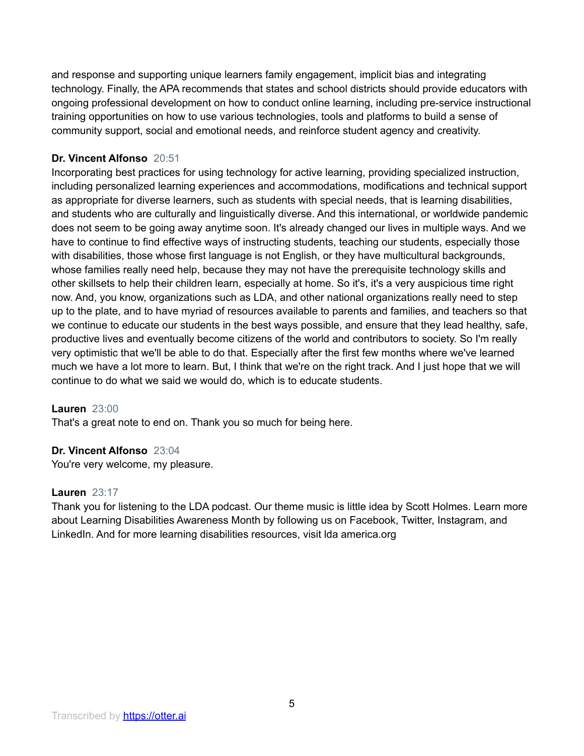and response and supporting unique learners family engagement, implicit bias and integrating technology. Finally, the APA recommends that states and school districts should provide educators with ongoing professional development on how to conduct online learning, including pre-service instructional training opportunities on how to use various technologies, tools and platforms to build a sense of community support, social and emotional needs, and reinforce student agency and creativity.

**Dr. Vincent Alfonso** 20:51
Incorporating best practices for using technology for active learning, providing specialized instruction, including personalized learning experiences and accommodations, modifications and technical support as appropriate for diverse learners, such as students with special needs, that is learning disabilities, and students who are culturally and linguistically diverse. And this international, or worldwide pandemic does not seem to be going away anytime soon. It's already changed our lives in multiple ways. And we have to continue to find effective ways of instructing students, teaching our students, especially those with disabilities, those whose first language is not English, or they have multicultural backgrounds, whose families really need help, because they may not have the prerequisite technology skills and other skillsets to help their children learn, especially at home. So it's, it's a very auspicious time right now. And, you know, organizations such as LDA, and other national organizations really need to step up to the plate, and to have myriad of resources available to parents and families, and teachers so that we continue to educate our students in the best ways possible, and ensure that they lead healthy, safe, productive lives and eventually become citizens of the world and contributors to society. So I'm really very optimistic that we'll be able to do that. Especially after the first few months where we've learned much we have a lot more to learn. But, I think that we're on the right track. And I just hope that we will continue to do what we said we would do, which is to educate students.

**Lauren** 23:00
That's a great note to end on. Thank you so much for being here.

**Dr. Vincent Alfonso** 23:04
You're very welcome, my pleasure.

**Lauren** 23:17
Thank you for listening to the LDA podcast. Our theme music is little idea by Scott Holmes. Learn more about Learning Disabilities Awareness Month by following us on Facebook, Twitter, Instagram, and LinkedIn. And for more learning disabilities resources, visit lda america.org